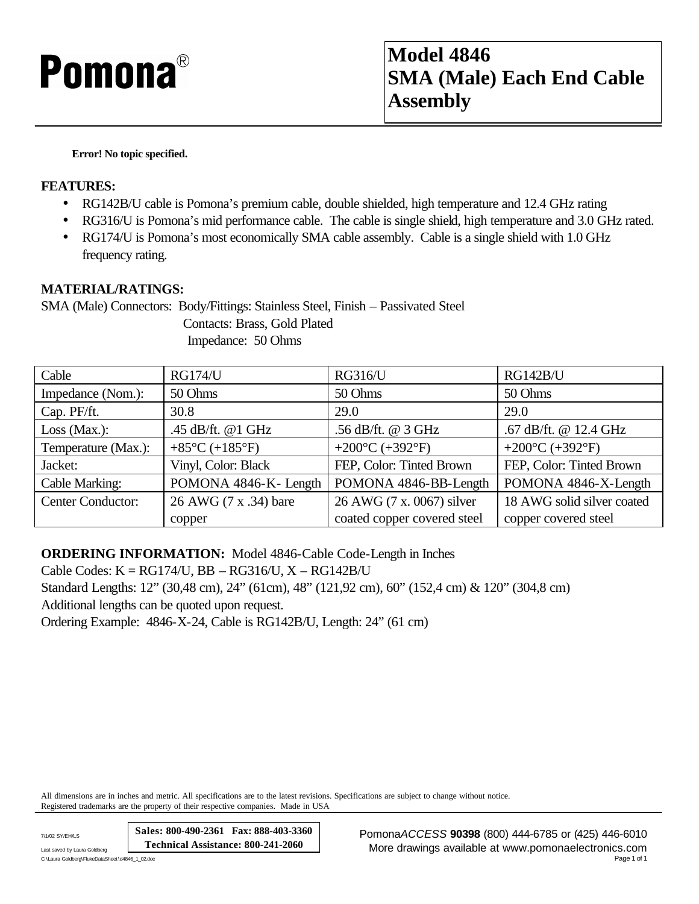Pomona®

# Model 4846
# SMA (Male) Each End Cable Assembly

**Error! No topic specified.**

## FEATURES:

- RG142B/U cable is Pomona's premium cable, double shielded, high temperature and 12.4 GHz rating
- RG316/U is Pomona's mid performance cable. The cable is single shield, high temperature and 3.0 GHz rated.
- RG174/U is Pomona's most economically SMA cable assembly. Cable is a single shield with 1.0 GHz frequency rating.

## MATERIAL/RATINGS:

SMA (Male) Connectors: Body/Fittings: Stainless Steel, Finish – Passivated Steel
Contacts: Brass, Gold Plated
Impedance: 50 Ohms

| Cable | RG174/U | RG316/U | RG142B/U |
|---|---|---|---|
| Impedance (Nom.): | 50 Ohms | 50 Ohms | 50 Ohms |
| Cap. PF/ft. | 30.8 | 29.0 | 29.0 |
| Loss (Max.): | .45 dB/ft. @1 GHz | .56 dB/ft. @ 3 GHz | .67 dB/ft. @ 12.4 GHz |
| Temperature (Max.): | +85°C (+185°F) | +200°C (+392°F) | +200°C (+392°F) |
| Jacket: | Vinyl, Color: Black | FEP, Color: Tinted Brown | FEP, Color: Tinted Brown |
| Cable Marking: | POMONA 4846-K- Length | POMONA 4846-BB-Length | POMONA 4846-X-Length |
| Center Conductor: | 26 AWG (7 x .34) bare copper | 26 AWG (7 x. 0067) silver coated copper covered steel | 18 AWG solid silver coated copper covered steel |

**ORDERING INFORMATION:** Model 4846-Cable Code-Length in Inches
Cable Codes: K = RG174/U, BB – RG316/U, X – RG142B/U
Standard Lengths: 12" (30,48 cm), 24" (61cm), 48" (121,92 cm), 60" (152,4 cm) & 120" (304,8 cm)
Additional lengths can be quoted upon request.
Ordering Example: 4846-X-24, Cable is RG142B/U, Length: 24" (61 cm)

All dimensions are in inches and metric. All specifications are to the latest revisions. Specifications are subject to change without notice.
Registered trademarks are the property of their respective companies. Made in USA

7/1/02 SY/EH/LS
Last saved by Laura Goldberg
C:\Laura Goldberg\FlukeDataSheet\d4846_1_02.doc

**Sales: 800-490-2361 Fax: 888-403-3360**
**Technical Assistance: 800-241-2060**

Pomona*ACCESS* **90398** (800) 444-6785 or (425) 446-6010
More drawings available at www.pomonaelectronics.com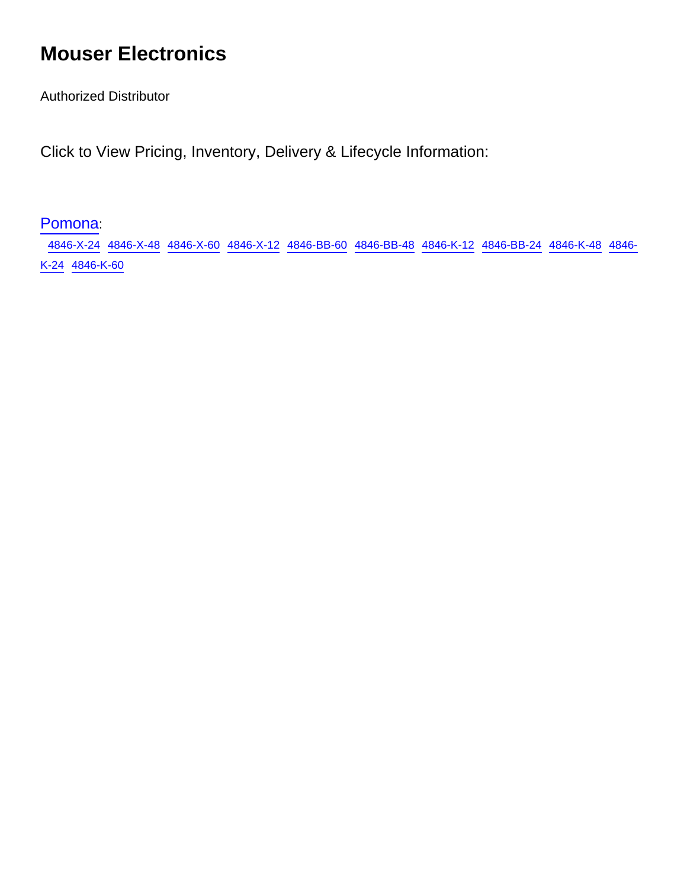# Mouser Electronics

Authorized Distributor

Click to View Pricing, Inventory, Delivery & Lifecycle Information:

Pomona:

4846-X-24 4846-X-48 4846-X-60 4846-X-12 4846-BB-60 4846-BB-48 4846-K-12 4846-BB-24 4846-K-48 4846-K-24 4846-K-60